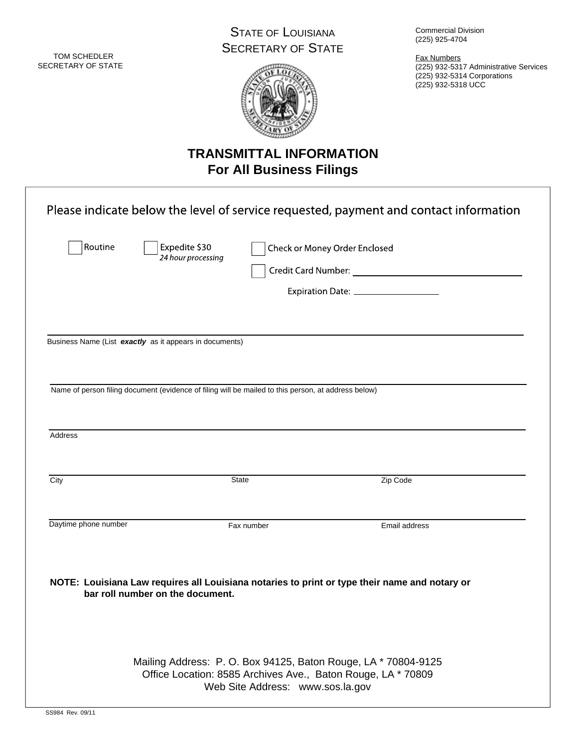TOM SCHEDLER
SECRETARY OF STATE

STATE OF LOUISIANA
SECRETARY OF STATE

Commercial Division
(225) 925-4704

Fax Numbers
(225) 932-5317 Administrative Services
(225) 932-5314 Corporations
(225) 932-5318 UCC

# TRANSMITTAL INFORMATION
## For All Business Filings

Please indicate below the level of service requested, payment and contact information

☐ Routine

☐ Expedite $30
*24 hour processing*

☐ Check or Money Order Enclosed

☐ Credit Card Number: ______________________________

Expiration Date: ________________

______________________________________________________________________
Business Name (List ***exactly*** as it appears in documents)

______________________________________________________________________
Name of person filing document (evidence of filing will be mailed to this person, at address below)

______________________________________________________________________
Address

______________________________________________________________________
City State Zip Code

______________________________________________________________________
Daytime phone number Fax number Email address

**NOTE: Louisiana Law requires all Louisiana notaries to print or type their name and notary or bar roll number on the document.**

Mailing Address: P. O. Box 94125, Baton Rouge, LA * 70804-9125
Office Location: 8585 Archives Ave., Baton Rouge, LA * 70809
Web Site Address: www.sos.la.gov

SS984 Rev. 09/11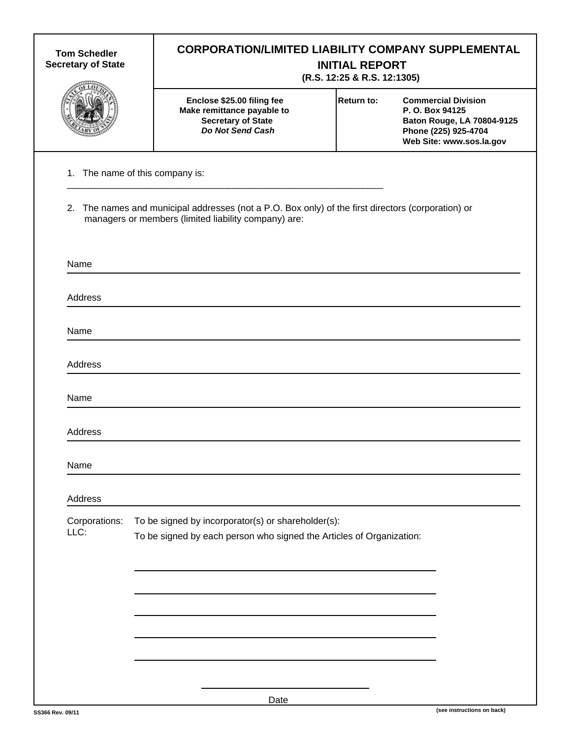**Tom Schedler**
**Secretary of State**

# CORPORATION/LIMITED LIABILITY COMPANY SUPPLEMENTAL INITIAL REPORT

**(R.S. 12:25 & R.S. 12:1305)**

| **Enclose $25.00 filing fee**<br>**Make remittance payable to**<br>**Secretary of State**<br>***Do Not Send Cash*** | **Return to:** | **Commercial Division**<br>**P. O. Box 94125**<br>**Baton Rouge, LA 70804-9125**<br>**Phone (225) 925-4704**<br>**Web Site: www.sos.la.gov** |
|---|---|---|

1. The name of this company is:

_______________________________________________________________

2. The names and municipal addresses (not a P.O. Box only) of the first directors (corporation) or managers or members (limited liability company) are:

Name ___________________________________________________________

Address _________________________________________________________

Name ___________________________________________________________

Address _________________________________________________________

Name ___________________________________________________________

Address _________________________________________________________

Name ___________________________________________________________

Address _________________________________________________________

Corporations: To be signed by incorporator(s) or shareholder(s):
LLC: To be signed by each person who signed the Articles of Organization:

_______________________________________________

_______________________________________________

_______________________________________________

_______________________________________________

_______________________________________________

_______________________________
Date

SS366 Rev. 09/11

(see instructions on back)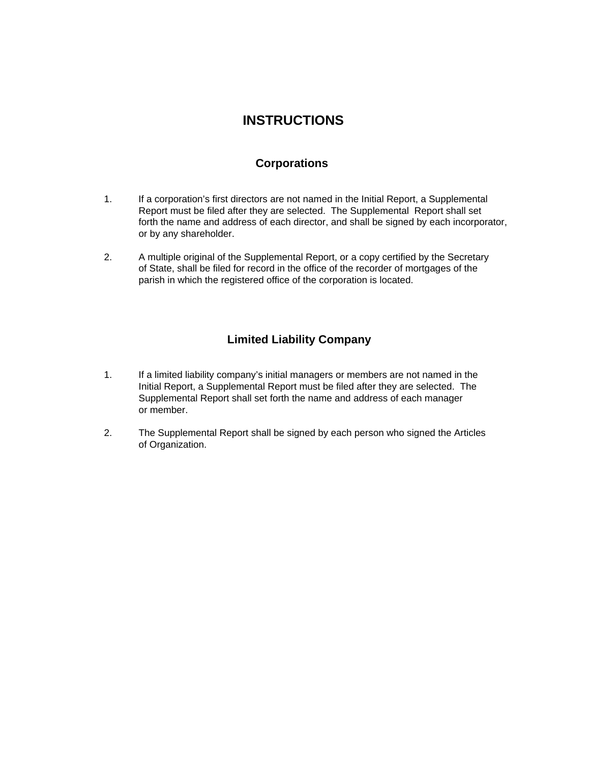# INSTRUCTIONS

## Corporations

1. If a corporation's first directors are not named in the Initial Report, a Supplemental Report must be filed after they are selected. The Supplemental Report shall set forth the name and address of each director, and shall be signed by each incorporator, or by any shareholder.

2. A multiple original of the Supplemental Report, or a copy certified by the Secretary of State, shall be filed for record in the office of the recorder of mortgages of the parish in which the registered office of the corporation is located.

## Limited Liability Company

1. If a limited liability company's initial managers or members are not named in the Initial Report, a Supplemental Report must be filed after they are selected. The Supplemental Report shall set forth the name and address of each manager or member.

2. The Supplemental Report shall be signed by each person who signed the Articles of Organization.